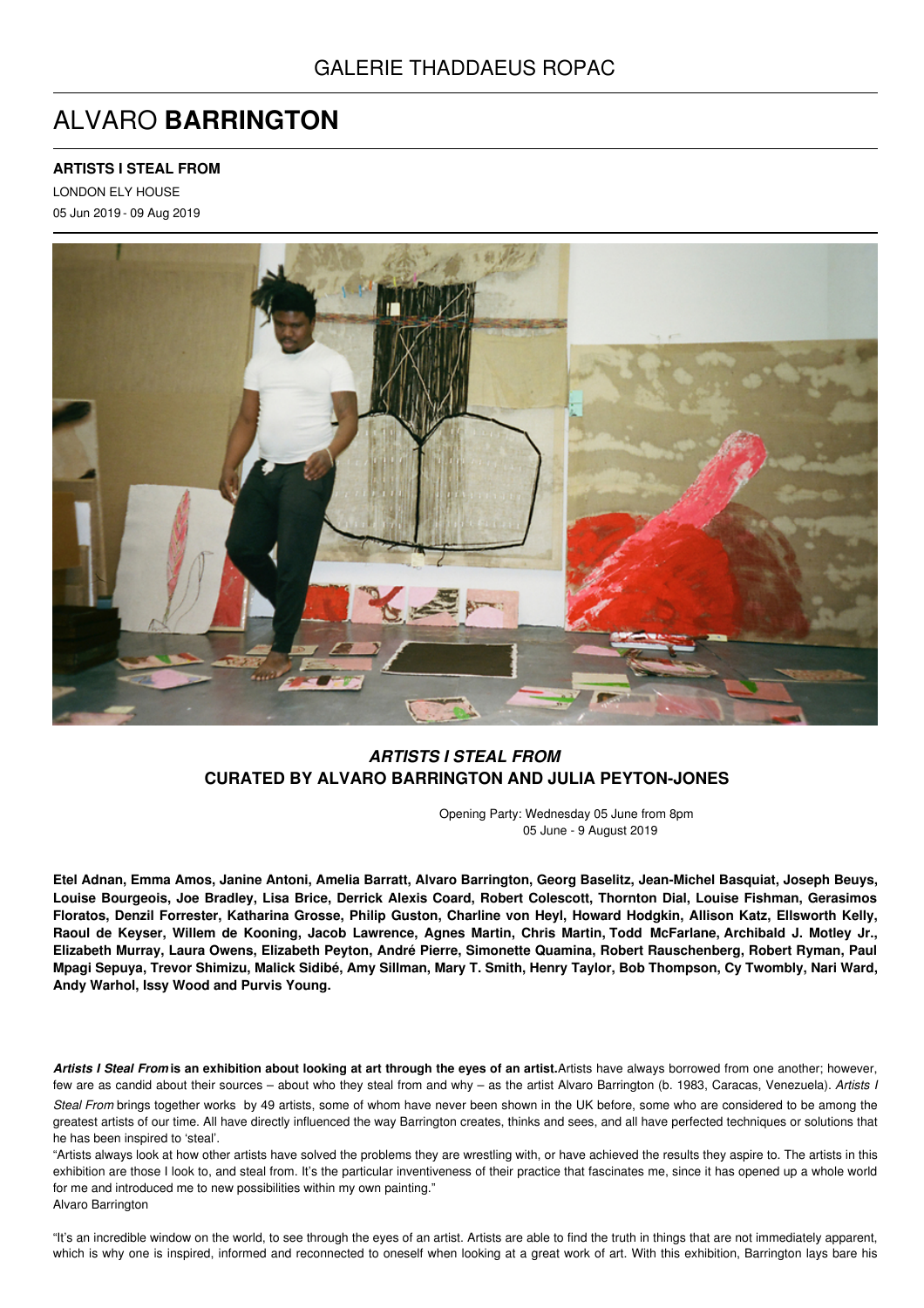GALERIE THADDAEUS ROPAC

# ALVARO **BARRINGTON**

**ARTISTS I STEAL FROM**

LONDON ELY HOUSE

05 Jun 2019 - 09 Aug 2019

## ***ARTISTS I STEAL FROM***
## **CURATED BY ALVARO BARRINGTON AND JULIA PEYTON-JONES**

Opening Party: Wednesday 05 June from 8pm
05 June - 9 August 2019

**Etel Adnan, Emma Amos, Janine Antoni, Amelia Barratt, Alvaro Barrington, Georg Baselitz, Jean-Michel Basquiat, Joseph Beuys, Louise Bourgeois, Joe Bradley, Lisa Brice, Derrick Alexis Coard, Robert Colescott, Thornton Dial, Louise Fishman, Gerasimos Floratos, Denzil Forrester, Katharina Grosse, Philip Guston, Charline von Heyl, Howard Hodgkin, Allison Katz, Ellsworth Kelly, Raoul de Keyser, Willem de Kooning, Jacob Lawrence, Agnes Martin, Chris Martin, Todd McFarlane, Archibald J. Motley Jr., Elizabeth Murray, Laura Owens, Elizabeth Peyton, André Pierre, Simonette Quamina, Robert Rauschenberg, Robert Ryman, Paul Mpagi Sepuya, Trevor Shimizu, Malick Sidibé, Amy Sillman, Mary T. Smith, Henry Taylor, Bob Thompson, Cy Twombly, Nari Ward, Andy Warhol, Issy Wood and Purvis Young.**

***Artists I Steal From*** **is an exhibition about looking at art through the eyes of an artist.** Artists have always borrowed from one another; however, few are as candid about their sources – about who they steal from and why – as the artist Alvaro Barrington (b. 1983, Caracas, Venezuela). *Artists I Steal From* brings together works by 49 artists, some of whom have never been shown in the UK before, some who are considered to be among the greatest artists of our time. All have directly influenced the way Barrington creates, thinks and sees, and all have perfected techniques or solutions that he has been inspired to 'steal'.

"Artists always look at how other artists have solved the problems they are wrestling with, or have achieved the results they aspire to. The artists in this exhibition are those I look to, and steal from. It's the particular inventiveness of their practice that fascinates me, since it has opened up a whole world for me and introduced me to new possibilities within my own painting."
Alvaro Barrington

"It's an incredible window on the world, to see through the eyes of an artist. Artists are able to find the truth in things that are not immediately apparent, which is why one is inspired, informed and reconnected to oneself when looking at a great work of art. With this exhibition, Barrington lays bare his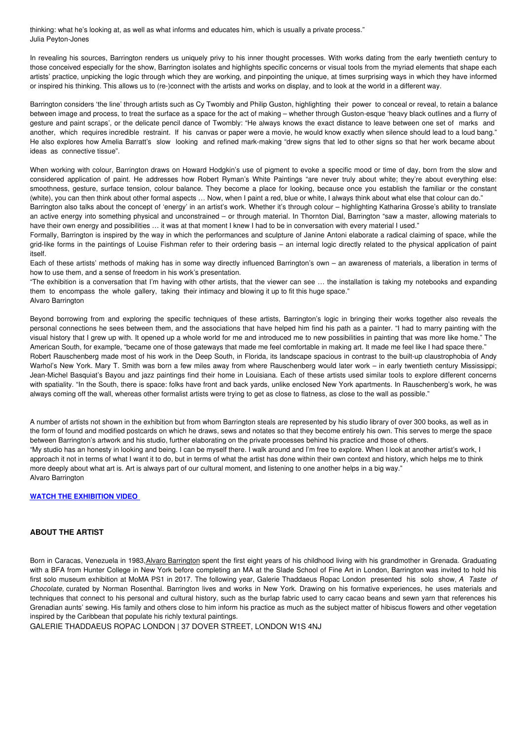thinking: what he's looking at, as well as what informs and educates him, which is usually a private process."
Julia Peyton-Jones

In revealing his sources, Barrington renders us uniquely privy to his inner thought processes. With works dating from the early twentieth century to those conceived especially for the show, Barrington isolates and highlights specific concerns or visual tools from the myriad elements that shape each artists' practice, unpicking the logic through which they are working, and pinpointing the unique, at times surprising ways in which they have informed or inspired his thinking. This allows us to (re-)connect with the artists and works on display, and to look at the world in a different way.

Barrington considers 'the line' through artists such as Cy Twombly and Philip Guston, highlighting their power to conceal or reveal, to retain a balance between image and process, to treat the surface as a space for the act of making – whether through Guston-esque 'heavy black outlines and a flurry of gesture and paint scraps', or the delicate pencil dance of Twombly: "He always knows the exact distance to leave between one set of marks and another, which requires incredible restraint. If his canvas or paper were a movie, he would know exactly when silence should lead to a loud bang." He also explores how Amelia Barratt's slow looking and refined mark-making "drew signs that led to other signs so that her work became about ideas as connective tissue".

When working with colour, Barrington draws on Howard Hodgkin's use of pigment to evoke a specific mood or time of day, born from the slow and considered application of paint. He addresses how Robert Ryman's White Paintings "are never truly about white; they're about everything else: smoothness, gesture, surface tension, colour balance. They become a place for looking, because once you establish the familiar or the constant (white), you can then think about other formal aspects … Now, when I paint a red, blue or white, I always think about what else that colour can do."
Barrington also talks about the concept of 'energy' in an artist's work. Whether it's through colour – highlighting Katharina Grosse's ability to translate an active energy into something physical and unconstrained – or through material. In Thornton Dial, Barrington "saw a master, allowing materials to have their own energy and possibilities … it was at that moment I knew I had to be in conversation with every material I used."
Formally, Barrington is inspired by the way in which the performances and sculpture of Janine Antoni elaborate a radical claiming of space, while the grid-like forms in the paintings of Louise Fishman refer to their ordering basis – an internal logic directly related to the physical application of paint itself.
Each of these artists' methods of making has in some way directly influenced Barrington's own – an awareness of materials, a liberation in terms of how to use them, and a sense of freedom in his work's presentation.
"The exhibition is a conversation that I'm having with other artists, that the viewer can see … the installation is taking my notebooks and expanding them to encompass the whole gallery, taking their intimacy and blowing it up to fit this huge space."
Alvaro Barrington

Beyond borrowing from and exploring the specific techniques of these artists, Barrington's logic in bringing their works together also reveals the personal connections he sees between them, and the associations that have helped him find his path as a painter. "I had to marry painting with the visual history that I grew up with. It opened up a whole world for me and introduced me to new possibilities in painting that was more like home." The American South, for example, "became one of those gateways that made me feel comfortable in making art. It made me feel like I had space there."
Robert Rauschenberg made most of his work in the Deep South, in Florida, its landscape spacious in contrast to the built-up claustrophobia of Andy Warhol's New York. Mary T. Smith was born a few miles away from where Rauschenberg would later work – in early twentieth century Mississippi; Jean-Michel Basquiat's Bayou and jazz paintings find their home in Louisiana. Each of these artists used similar tools to explore different concerns with spatiality. "In the South, there is space: folks have front and back yards, unlike enclosed New York apartments. In Rauschenberg's work, he was always coming off the wall, whereas other formalist artists were trying to get as close to flatness, as close to the wall as possible."

A number of artists not shown in the exhibition but from whom Barrington steals are represented by his studio library of over 300 books, as well as in the form of found and modified postcards on which he draws, sews and notates so that they become entirely his own. This serves to merge the space between Barrington's artwork and his studio, further elaborating on the private processes behind his practice and those of others.
"My studio has an honesty in looking and being. I can be myself there. I walk around and I'm free to explore. When I look at another artist's work, I approach it not in terms of what I want it to do, but in terms of what the artist has done within their own context and history, which helps me to think more deeply about what art is. Art is always part of our cultural moment, and listening to one another helps in a big way."
Alvaro Barrington

**WATCH THE EXHIBITION VIDEO**

**ABOUT THE ARTIST**

Born in Caracas, Venezuela in 1983, Alvaro Barrington spent the first eight years of his childhood living with his grandmother in Grenada. Graduating with a BFA from Hunter College in New York before completing an MA at the Slade School of Fine Art in London, Barrington was invited to hold his first solo museum exhibition at MoMA PS1 in 2017. The following year, Galerie Thaddaeus Ropac London presented his solo show, *A Taste of Chocolate,* curated by Norman Rosenthal. Barrington lives and works in New York. Drawing on his formative experiences, he uses materials and techniques that connect to his personal and cultural history, such as the burlap fabric used to carry cacao beans and sewn yarn that references his Grenadian aunts' sewing. His family and others close to him inform his practice as much as the subject matter of hibiscus flowers and other vegetation inspired by the Caribbean that populate his richly textural paintings.

GALERIE THADDAEUS ROPAC LONDON | 37 DOVER STREET, LONDON W1S 4NJ